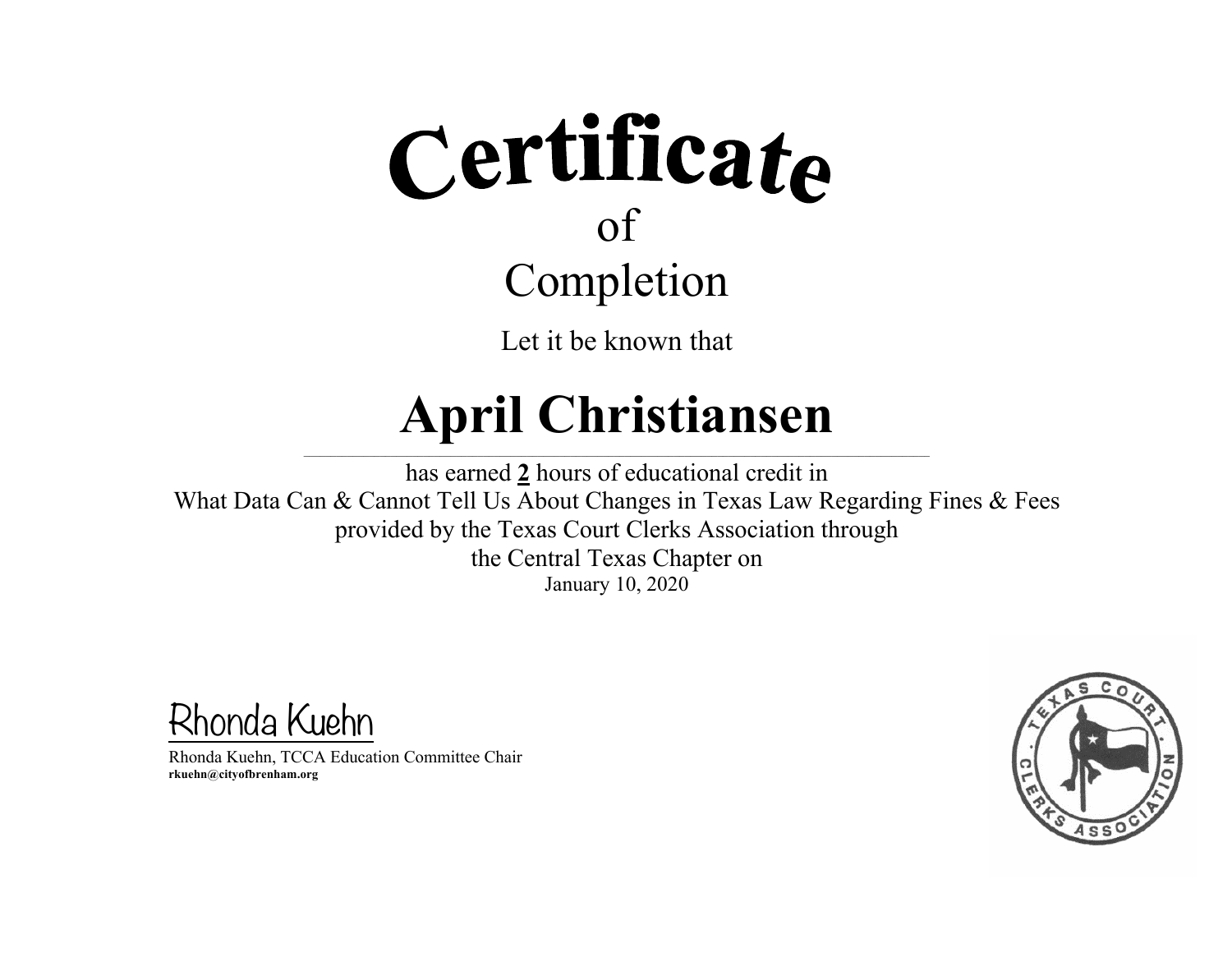# Certificate

## of

## Completion

Let it be known that

# April Christiansen

has earned **2** hours of educational credit in
What Data Can & Cannot Tell Us About Changes in Texas Law Regarding Fines & Fees
provided by the Texas Court Clerks Association through
the Central Texas Chapter on
January 10, 2020

Rhonda Kuehn

Rhonda Kuehn, TCCA Education Committee Chair
**rkuehn@cityofbrenham.org**

TEXAS COURT CLERKS ASSOCIATION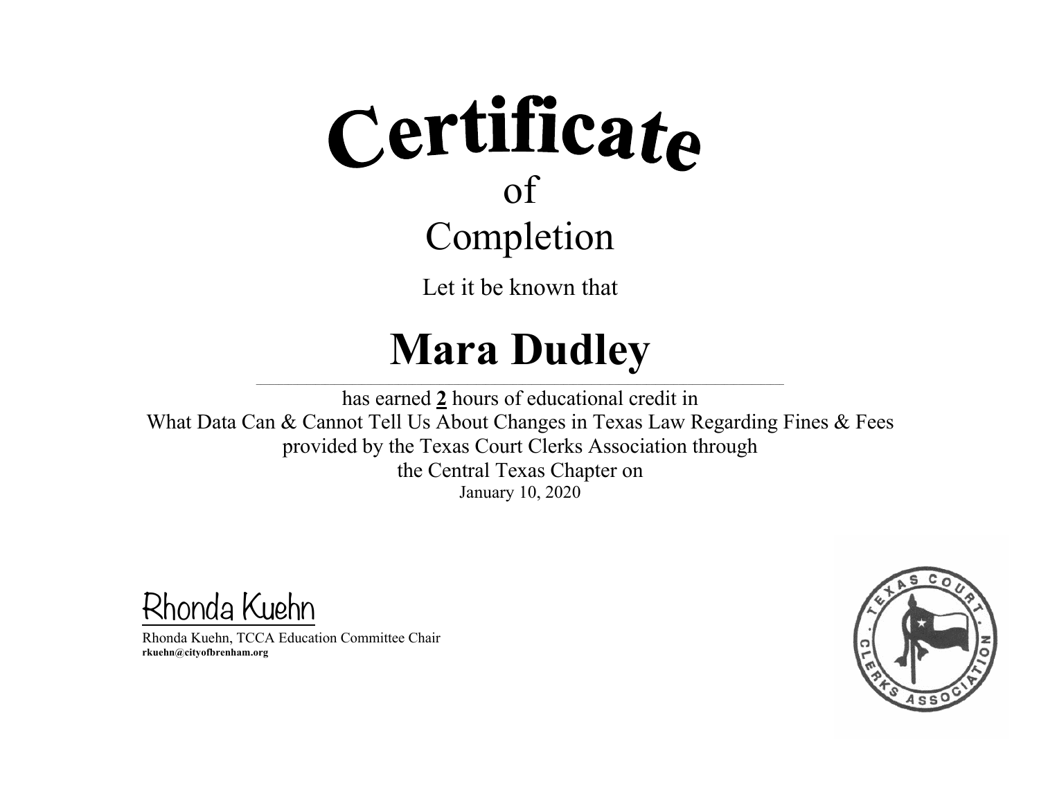# Certificate

## of

## Completion

Let it be known that

# Mara Dudley

has earned **2** hours of educational credit in
What Data Can & Cannot Tell Us About Changes in Texas Law Regarding Fines & Fees
provided by the Texas Court Clerks Association through
the Central Texas Chapter on
January 10, 2020

Rhonda Kuehn

Rhonda Kuehn, TCCA Education Committee Chair
**rkuehn@cityofbrenham.org**

TEXAS COURT CLERKS ASSOCIATION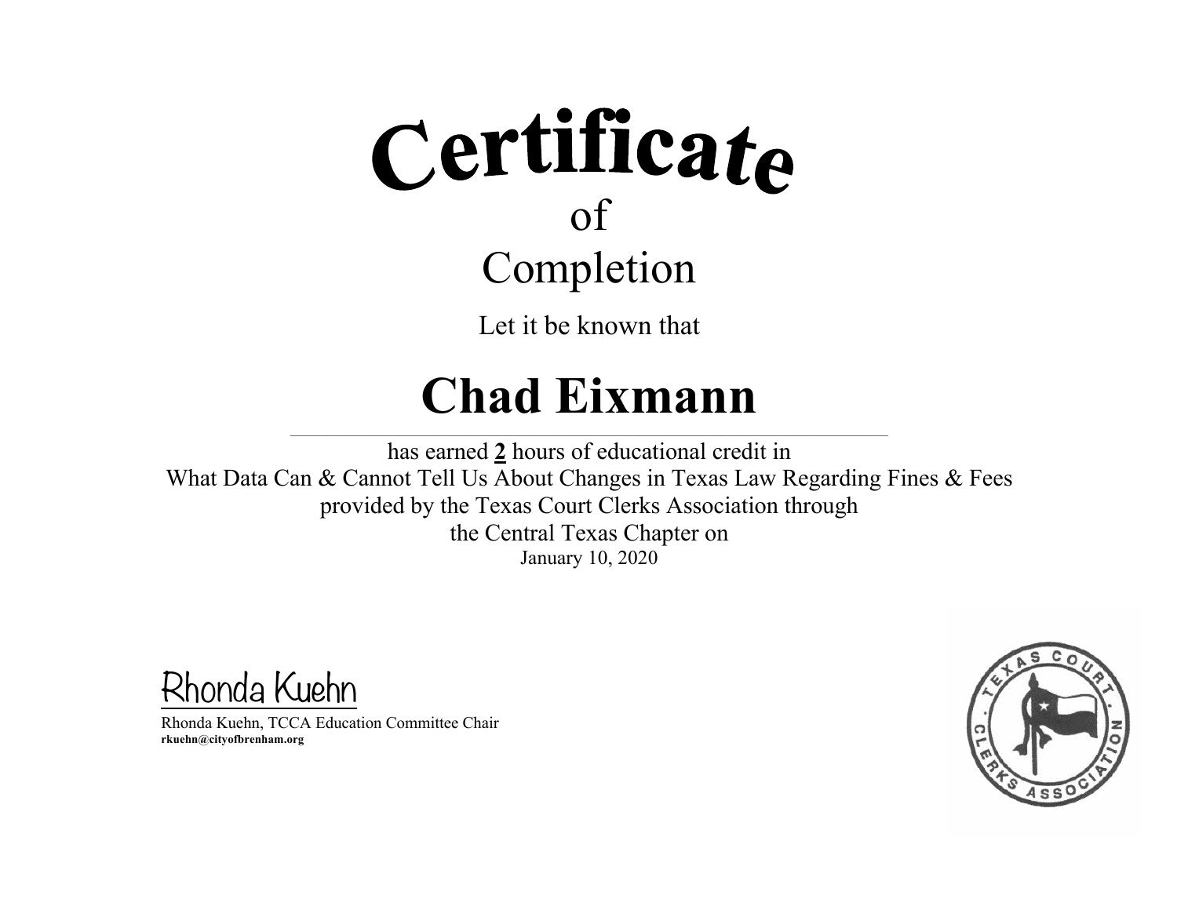# Certificate

of

## Completion

Let it be known that

# Chad Eixmann

has earned **2** hours of educational credit in
What Data Can & Cannot Tell Us About Changes in Texas Law Regarding Fines & Fees
provided by the Texas Court Clerks Association through
the Central Texas Chapter on
January 10, 2020

Rhonda Kuehn

Rhonda Kuehn, TCCA Education Committee Chair
**rkuehn@cityofbrenham.org**

TEXAS COURT CLERKS ASSOCIATION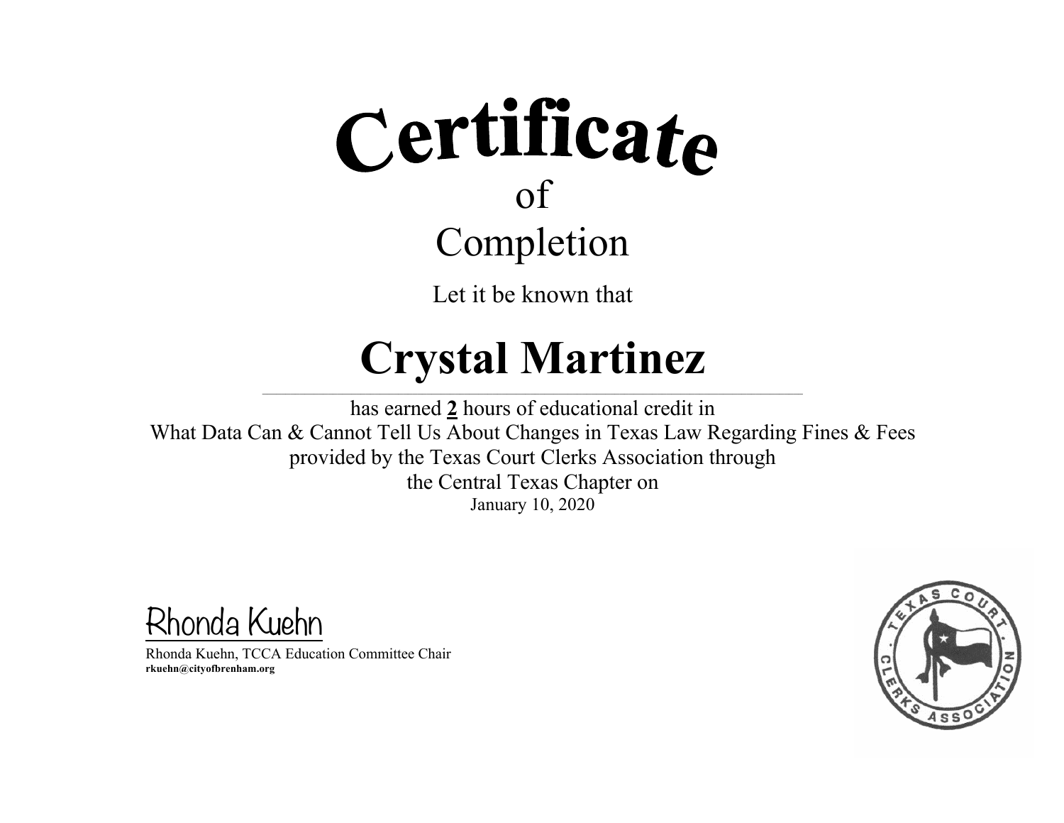# Certificate

of

## Completion

Let it be known that

# Crystal Martinez

has earned **2** hours of educational credit in
What Data Can & Cannot Tell Us About Changes in Texas Law Regarding Fines & Fees
provided by the Texas Court Clerks Association through
the Central Texas Chapter on
January 10, 2020

Rhonda Kuehn

Rhonda Kuehn, TCCA Education Committee Chair
**rkuehn@cityofbrenham.org**

TEXAS COURT CLERKS ASSOCIATION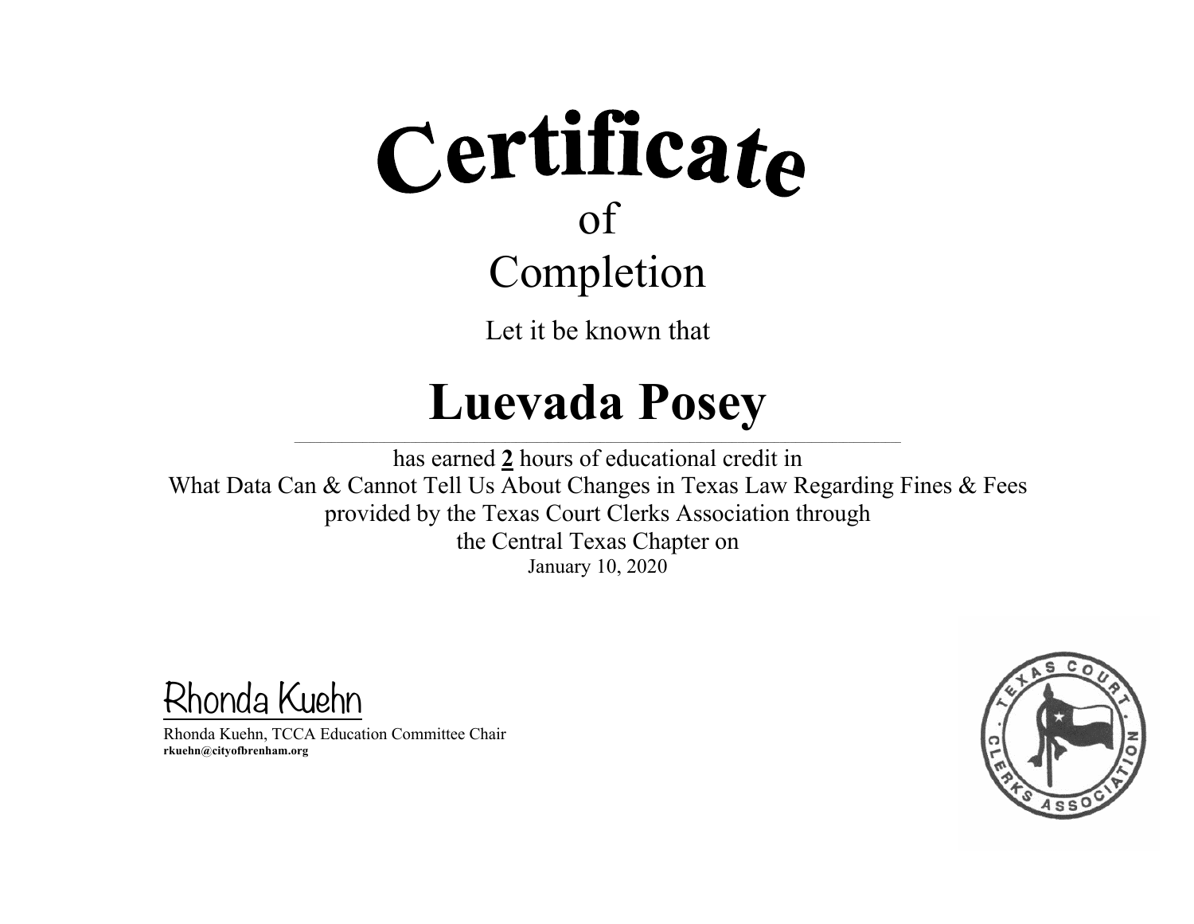# Certificate

of

## Completion

Let it be known that

# Luevada Posey

has earned **2** hours of educational credit in
What Data Can & Cannot Tell Us About Changes in Texas Law Regarding Fines & Fees
provided by the Texas Court Clerks Association through
the Central Texas Chapter on
January 10, 2020

Rhonda Kuehn

Rhonda Kuehn, TCCA Education Committee Chair
**rkuehn@cityofbrenham.org**

TEXAS COURT CLERKS ASSOCIATION